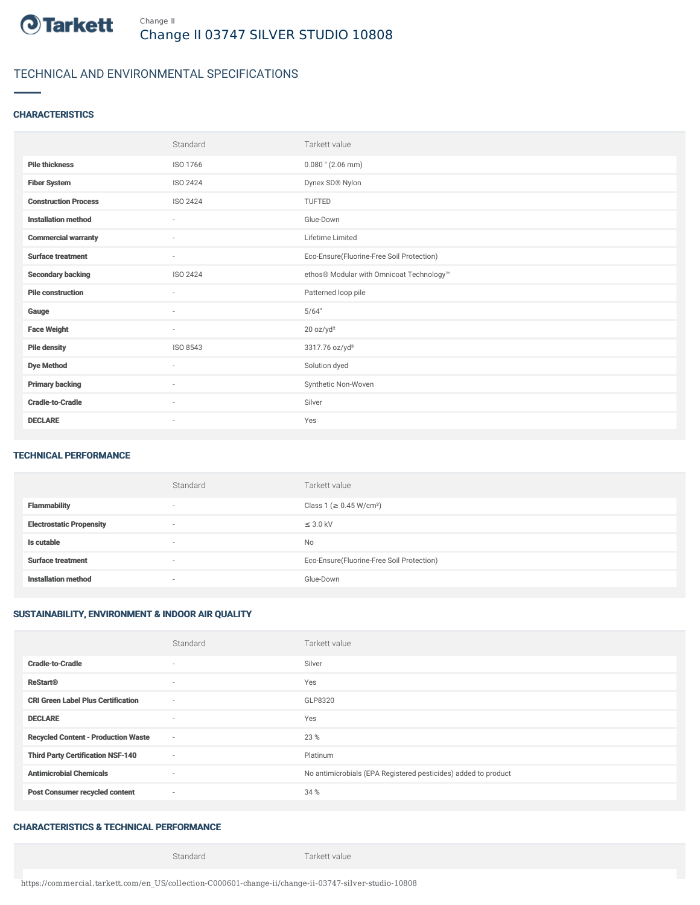Tarkett

Change II

# Change II 03747 SILVER STUDIO 10808

## TECHNICAL AND ENVIRONMENTAL SPECIFICATIONS

### CHARACTERISTICS

| | Standard | Tarkett value |
|---|---|---|
| **Pile thickness** | ISO 1766 | 0.080 " (2.06 mm) |
| **Fiber System** | ISO 2424 | Dynex SD® Nylon |
| **Construction Process** | ISO 2424 | TUFTED |
| **Installation method** | - | Glue-Down |
| **Commercial warranty** | - | Lifetime Limited |
| **Surface treatment** | - | Eco-Ensure(Fluorine-Free Soil Protection) |
| **Secondary backing** | ISO 2424 | ethos® Modular with Omnicoat Technology™ |
| **Pile construction** | - | Patterned loop pile |
| **Gauge** | - | 5/64" |
| **Face Weight** | - | 20 oz/yd² |
| **Pile density** | ISO 8543 | 3317.76 oz/yd³ |
| **Dye Method** | - | Solution dyed |
| **Primary backing** | - | Synthetic Non-Woven |
| **Cradle-to-Cradle** | - | Silver |
| **DECLARE** | - | Yes |

### TECHNICAL PERFORMANCE

| | Standard | Tarkett value |
|---|---|---|
| **Flammability** | - | Class 1 (≥ 0.45 W/cm²) |
| **Electrostatic Propensity** | - | ≤ 3.0 kV |
| **Is cutable** | - | No |
| **Surface treatment** | - | Eco-Ensure(Fluorine-Free Soil Protection) |
| **Installation method** | - | Glue-Down |

### SUSTAINABILITY, ENVIRONMENT & INDOOR AIR QUALITY

| | Standard | Tarkett value |
|---|---|---|
| **Cradle-to-Cradle** | - | Silver |
| **ReStart®** | - | Yes |
| **CRI Green Label Plus Certification** | - | GLP8320 |
| **DECLARE** | - | Yes |
| **Recycled Content - Production Waste** | - | 23 % |
| **Third Party Certification NSF-140** | - | Platinum |
| **Antimicrobial Chemicals** | - | No antimicrobials (EPA Registered pesticides) added to product |
| **Post Consumer recycled content** | - | 34 % |

### CHARACTERISTICS & TECHNICAL PERFORMANCE

| | Standard | Tarkett value |
|---|---|---|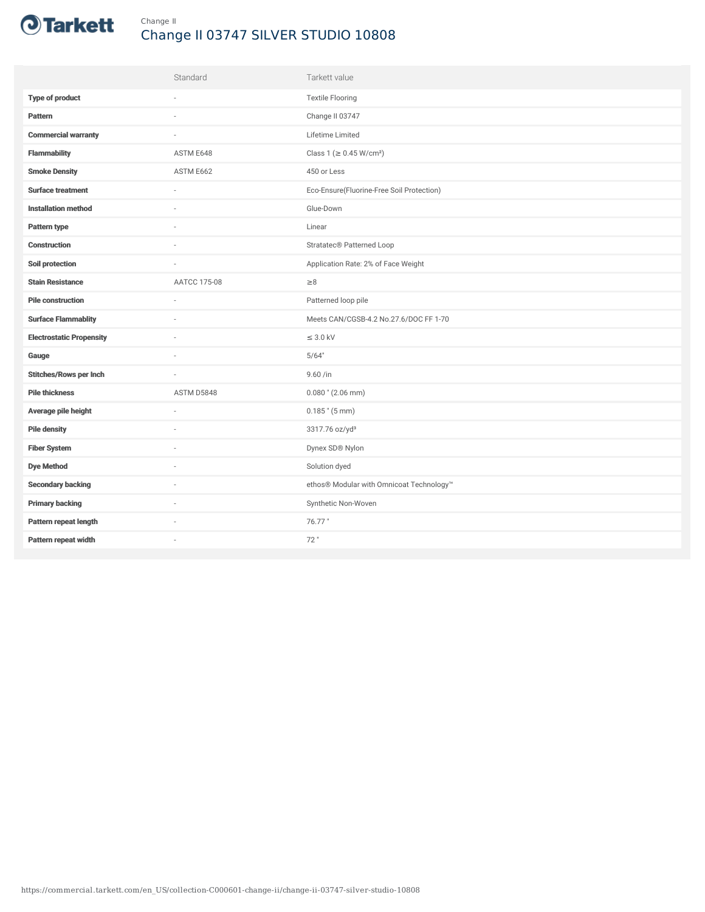Change II

# Change II 03747 SILVER STUDIO 10808

| | Standard | Tarkett value |
|---|---|---|
| **Type of product** | - | Textile Flooring |
| **Pattern** | - | Change II 03747 |
| **Commercial warranty** | - | Lifetime Limited |
| **Flammability** | ASTM E648 | Class 1 (≥ 0.45 W/cm²) |
| **Smoke Density** | ASTM E662 | 450 or Less |
| **Surface treatment** | - | Eco-Ensure(Fluorine-Free Soil Protection) |
| **Installation method** | - | Glue-Down |
| **Pattern type** | - | Linear |
| **Construction** | - | Stratatec® Patterned Loop |
| **Soil protection** | - | Application Rate: 2% of Face Weight |
| **Stain Resistance** | AATCC 175-08 | ≥8 |
| **Pile construction** | - | Patterned loop pile |
| **Surface Flammablity** | - | Meets CAN/CGSB-4.2 No.27.6/DOC FF 1-70 |
| **Electrostatic Propensity** | - | ≤ 3.0 kV |
| **Gauge** | - | 5/64" |
| **Stitches/Rows per Inch** | - | 9.60 /in |
| **Pile thickness** | ASTM D5848 | 0.080 " (2.06 mm) |
| **Average pile height** | - | 0.185 " (5 mm) |
| **Pile density** | - | 3317.76 oz/yd³ |
| **Fiber System** | - | Dynex SD® Nylon |
| **Dye Method** | - | Solution dyed |
| **Secondary backing** | - | ethos® Modular with Omnicoat Technology™ |
| **Primary backing** | - | Synthetic Non-Woven |
| **Pattern repeat length** | - | 76.77 " |
| **Pattern repeat width** | - | 72 " |

https://commercial.tarkett.com/en_US/collection-C000601-change-ii/change-ii-03747-silver-studio-10808